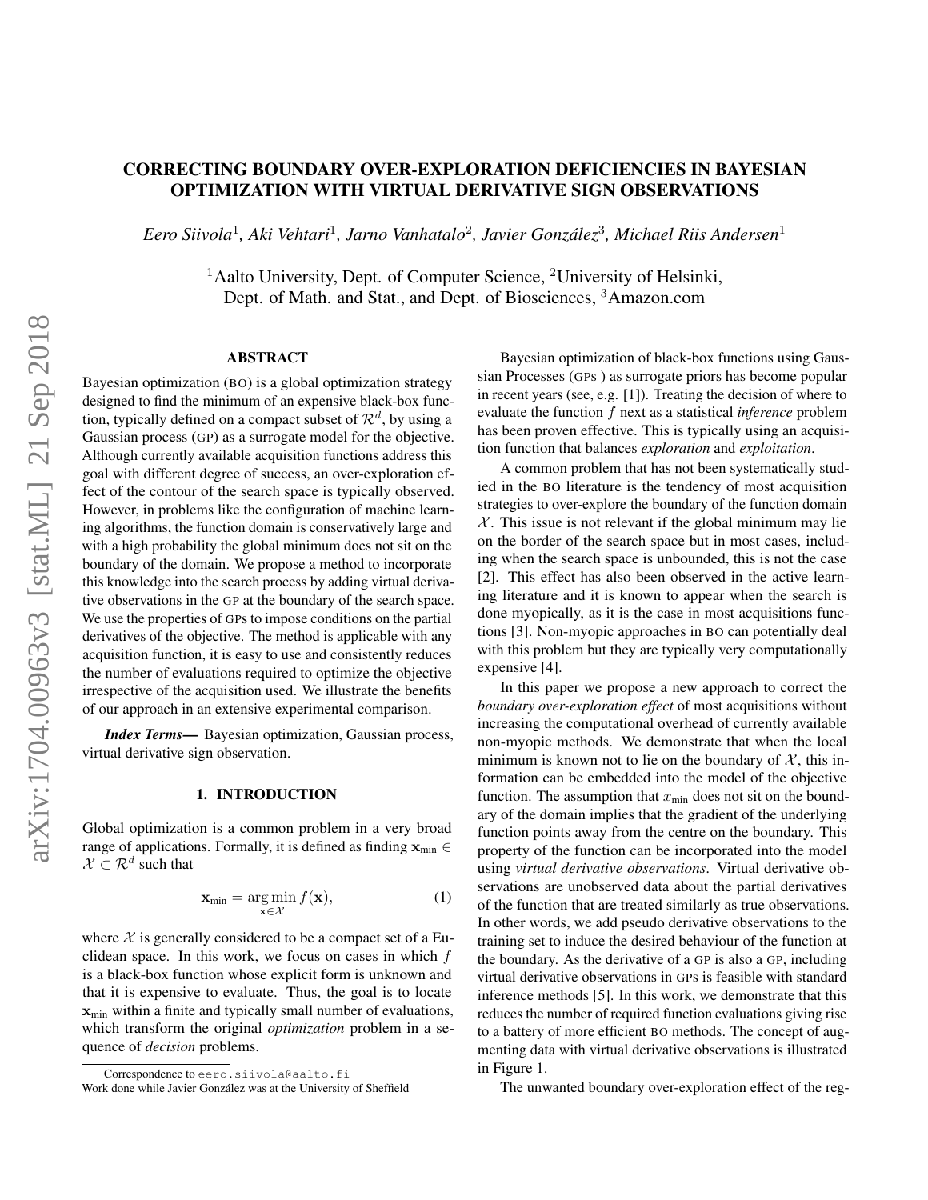# CORRECTING BOUNDARY OVER-EXPLORATION DEFICIENCIES IN BAYESIAN OPTIMIZATION WITH VIRTUAL DERIVATIVE SIGN OBSERVATIONS

*Eero Siivola*[1], *Aki Vehtari*[1], *Jarno Vanhatalo*[2], *Javier González*[3], *Michael Riis Andersen*[1]

[1]Aalto University, Dept. of Computer Science, [2]University of Helsinki, Dept. of Math. and Stat., and Dept. of Biosciences, [3]Amazon.com

## ABSTRACT

Bayesian optimization (BO) is a global optimization strategy designed to find the minimum of an expensive black-box function, typically defined on a compact subset of $\mathcal{R}^d$, by using a Gaussian process (GP) as a surrogate model for the objective. Although currently available acquisition functions address this goal with different degree of success, an over-exploration effect of the contour of the search space is typically observed. However, in problems like the configuration of machine learning algorithms, the function domain is conservatively large and with a high probability the global minimum does not sit on the boundary of the domain. We propose a method to incorporate this knowledge into the search process by adding virtual derivative observations in the GP at the boundary of the search space. We use the properties of GPs to impose conditions on the partial derivatives of the objective. The method is applicable with any acquisition function, it is easy to use and consistently reduces the number of evaluations required to optimize the objective irrespective of the acquisition used. We illustrate the benefits of our approach in an extensive experimental comparison.

***Index Terms*—** Bayesian optimization, Gaussian process, virtual derivative sign observation.

## 1. INTRODUCTION

Global optimization is a common problem in a very broad range of applications. Formally, it is defined as finding $\mathbf{x}_{\text{min}} \in \mathcal{X} \subset \mathcal{R}^d$ such that

$$\mathbf{x}_{\text{min}} = \underset{\mathbf{x} \in \mathcal{X}}{\arg\min} f(\mathbf{x}), \tag{1}$$

where $\mathcal{X}$ is generally considered to be a compact set of a Euclidean space. In this work, we focus on cases in which $f$ is a black-box function whose explicit form is unknown and that it is expensive to evaluate. Thus, the goal is to locate $\mathbf{x}_{\text{min}}$ within a finite and typically small number of evaluations, which transform the original *optimization* problem in a sequence of *decision* problems.

Bayesian optimization of black-box functions using Gaussian Processes (GPs ) as surrogate priors has become popular in recent years (see, e.g. [1]). Treating the decision of where to evaluate the function $f$ next as a statistical *inference* problem has been proven effective. This is typically using an acquisition function that balances *exploration* and *exploitation*.

A common problem that has not been systematically studied in the BO literature is the tendency of most acquisition strategies to over-explore the boundary of the function domain $\mathcal{X}$. This issue is not relevant if the global minimum may lie on the border of the search space but in most cases, including when the search space is unbounded, this is not the case [2]. This effect has also been observed in the active learning literature and it is known to appear when the search is done myopically, as it is the case in most acquisitions functions [3]. Non-myopic approaches in BO can potentially deal with this problem but they are typically very computationally expensive [4].

In this paper we propose a new approach to correct the *boundary over-exploration effect* of most acquisitions without increasing the computational overhead of currently available non-myopic methods. We demonstrate that when the local minimum is known not to lie on the boundary of $\mathcal{X}$, this information can be embedded into the model of the objective function. The assumption that $x_{\text{min}}$ does not sit on the boundary of the domain implies that the gradient of the underlying function points away from the centre on the boundary. This property of the function can be incorporated into the model using *virtual derivative observations*. Virtual derivative observations are unobserved data about the partial derivatives of the function that are treated similarly as true observations. In other words, we add pseudo derivative observations to the training set to induce the desired behaviour of the function at the boundary. As the derivative of a GP is also a GP, including virtual derivative observations in GPs is feasible with standard inference methods [5]. In this work, we demonstrate that this reduces the number of required function evaluations giving rise to a battery of more efficient BO methods. The concept of augmenting data with virtual derivative observations is illustrated in Figure 1.

The unwanted boundary over-exploration effect of the reg-

Correspondence to eero.siivola@aalto.fi

Work done while Javier González was at the University of Sheffield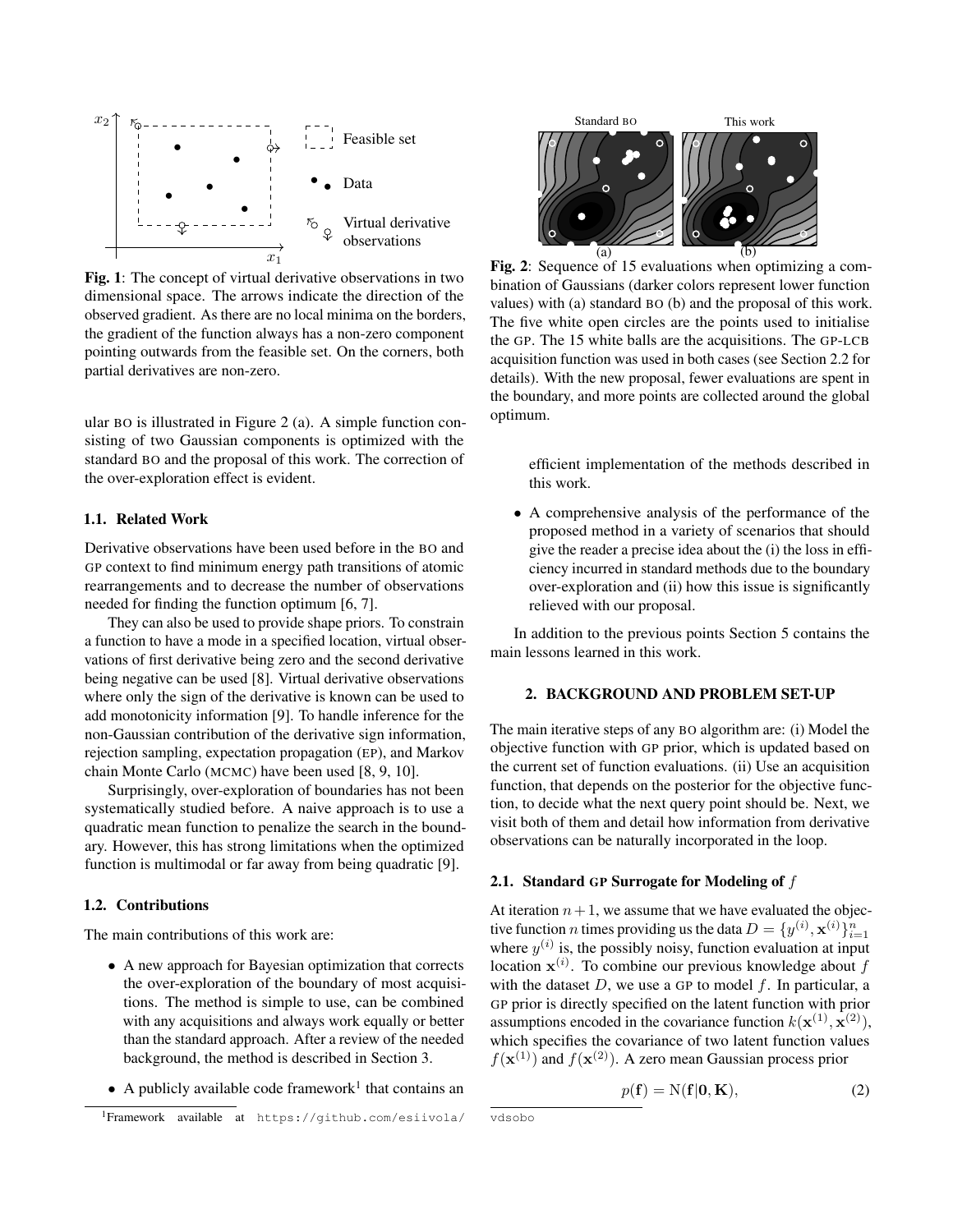**Fig. 1**: The concept of virtual derivative observations in two dimensional space. The arrows indicate the direction of the observed gradient. As there are no local minima on the borders, the gradient of the function always has a non-zero component pointing outwards from the feasible set. On the corners, both partial derivatives are non-zero.

ular BO is illustrated in Figure 2 (a). A simple function consisting of two Gaussian components is optimized with the standard BO and the proposal of this work. The correction of the over-exploration effect is evident.

### 1.1. Related Work

Derivative observations have been used before in the BO and GP context to find minimum energy path transitions of atomic rearrangements and to decrease the number of observations needed for finding the function optimum [6, 7].

They can also be used to provide shape priors. To constrain a function to have a mode in a specified location, virtual observations of first derivative being zero and the second derivative being negative can be used [8]. Virtual derivative observations where only the sign of the derivative is known can be used to add monotonicity information [9]. To handle inference for the non-Gaussian contribution of the derivative sign information, rejection sampling, expectation propagation (EP), and Markov chain Monte Carlo (MCMC) have been used [8, 9, 10].

Surprisingly, over-exploration of boundaries has not been systematically studied before. A naive approach is to use a quadratic mean function to penalize the search in the boundary. However, this has strong limitations when the optimized function is multimodal or far away from being quadratic [9].

### 1.2. Contributions

The main contributions of this work are:

- A new approach for Bayesian optimization that corrects the over-exploration of the boundary of most acquisitions. The method is simple to use, can be combined with any acquisitions and always work equally or better than the standard approach. After a review of the needed background, the method is described in Section 3.
- A publicly available code framework[1] that contains an efficient implementation of the methods described in this work.
- A comprehensive analysis of the performance of the proposed method in a variety of scenarios that should give the reader a precise idea about the (i) the loss in efficiency incurred in standard methods due to the boundary over-exploration and (ii) how this issue is significantly relieved with our proposal.

[1]Framework available at https://github.com/esiivola/vdsobo

**Fig. 2**: Sequence of 15 evaluations when optimizing a combination of Gaussians (darker colors represent lower function values) with (a) standard BO (b) and the proposal of this work. The five white open circles are the points used to initialise the GP. The 15 white balls are the acquisitions. The GP-LCB acquisition function was used in both cases (see Section 2.2 for details). With the new proposal, fewer evaluations are spent in the boundary, and more points are collected around the global optimum.

In addition to the previous points Section 5 contains the main lessons learned in this work.

## 2. BACKGROUND AND PROBLEM SET-UP

The main iterative steps of any BO algorithm are: (i) Model the objective function with GP prior, which is updated based on the current set of function evaluations. (ii) Use an acquisition function, that depends on the posterior for the objective function, to decide what the next query point should be. Next, we visit both of them and detail how information from derivative observations can be naturally incorporated in the loop.

### 2.1. Standard GP Surrogate for Modeling of $f$

At iteration $n+1$, we assume that we have evaluated the objective function $n$ times providing us the data $D = \{y^{(i)}, \mathbf{x}^{(i)}\}_{i=1}^{n}$ where $y^{(i)}$ is, the possibly noisy, function evaluation at input location $\mathbf{x}^{(i)}$. To combine our previous knowledge about $f$ with the dataset $D$, we use a GP to model $f$. In particular, a GP prior is directly specified on the latent function with prior assumptions encoded in the covariance function $k(\mathbf{x}^{(1)}, \mathbf{x}^{(2)})$, which specifies the covariance of two latent function values $f(\mathbf{x}^{(1)})$ and $f(\mathbf{x}^{(2)})$. A zero mean Gaussian process prior

$$p(\mathbf{f}) = \mathrm{N}(\mathbf{f}|\mathbf{0}, \mathbf{K}), \tag{2}$$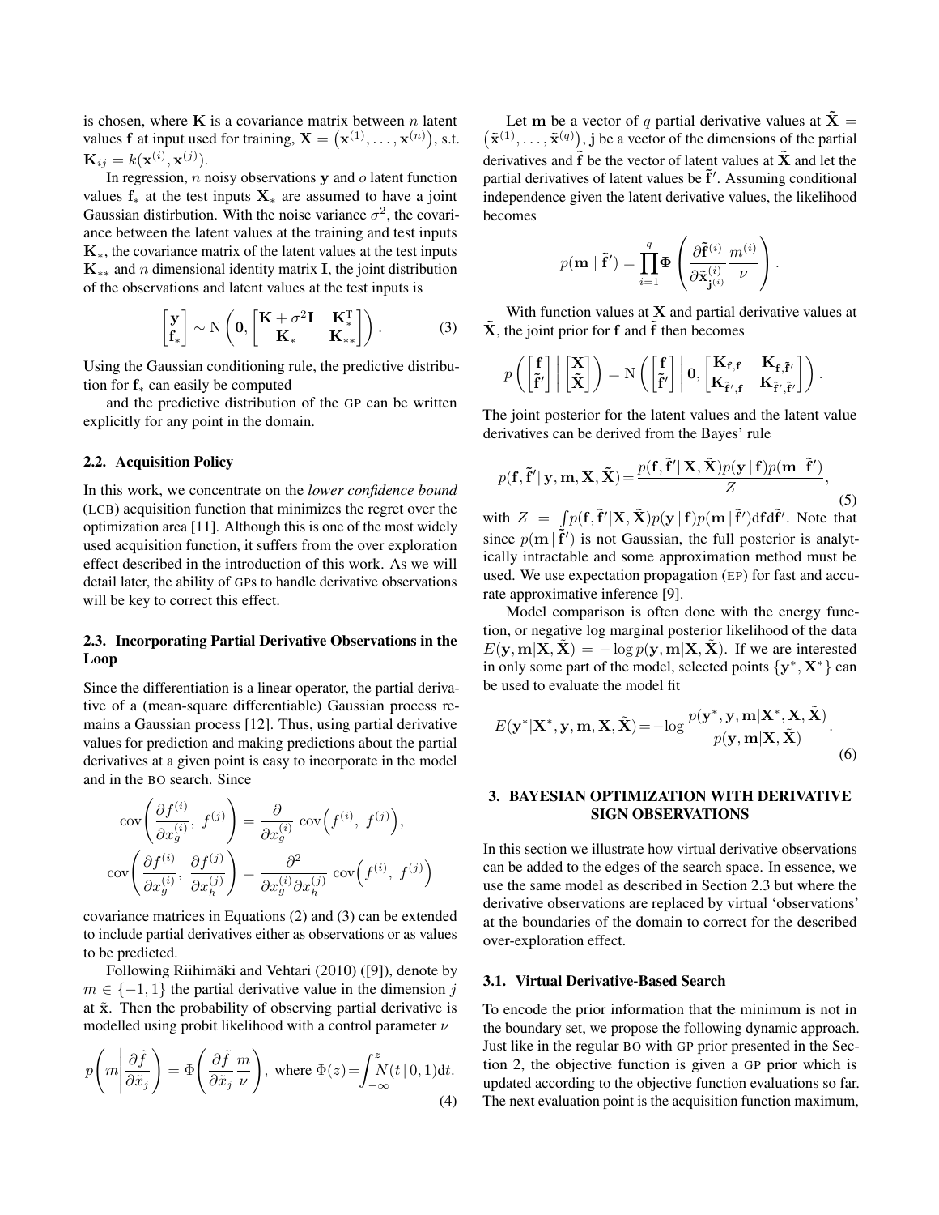is chosen, where $\mathbf{K}$ is a covariance matrix between $n$ latent values $\mathbf{f}$ at input used for training, $\mathbf{X} = \left(\mathbf{x}^{(1)}, \ldots, \mathbf{x}^{(n)}\right)$, s.t. $\mathbf{K}_{ij} = k(\mathbf{x}^{(i)}, \mathbf{x}^{(j)})$.

In regression, $n$ noisy observations $\mathbf{y}$ and $o$ latent function values $\mathbf{f}_*$ at the test inputs $\mathbf{X}_*$ are assumed to have a joint Gaussian distirbution. With the noise variance $\sigma^2$, the covariance between the latent values at the training and test inputs $\mathbf{K}_*$, the covariance matrix of the latent values at the test inputs $\mathbf{K}_{**}$ and $n$ dimensional identity matrix $\mathbf{I}$, the joint distribution of the observations and latent values at the test inputs is

$$\begin{bmatrix} \mathbf{y} \\ \mathbf{f}_* \end{bmatrix} \sim \mathrm{N}\left(\mathbf{0}, \begin{bmatrix} \mathbf{K} + \sigma^2 \mathbf{I} & \mathbf{K}_*^{\mathrm{T}} \\ \mathbf{K}_* & \mathbf{K}_{**} \end{bmatrix}\right). \tag{3}$$

Using the Gaussian conditioning rule, the predictive distribution for $\mathbf{f}_*$ can easily be computed

and the predictive distribution of the GP can be written explicitly for any point in the domain.

### 2.2. Acquisition Policy

In this work, we concentrate on the *lower confidence bound* (LCB) acquisition function that minimizes the regret over the optimization area [11]. Although this is one of the most widely used acquisition function, it suffers from the over exploration effect described in the introduction of this work. As we will detail later, the ability of GPs to handle derivative observations will be key to correct this effect.

### 2.3. Incorporating Partial Derivative Observations in the Loop

Since the differentiation is a linear operator, the partial derivative of a (mean-square differentiable) Gaussian process remains a Gaussian process [12]. Thus, using partial derivative values for prediction and making predictions about the partial derivatives at a given point is easy to incorporate in the model and in the BO search. Since

$$\mathrm{cov}\left(\frac{\partial f^{(i)}}{\partial x_g^{(i)}},\ f^{(j)}\right) = \frac{\partial}{\partial x_g^{(i)}}\ \mathrm{cov}\Big(f^{(i)},\ f^{(j)}\Big),$$

$$\mathrm{cov}\left(\frac{\partial f^{(i)}}{\partial x_g^{(i)}},\ \frac{\partial f^{(j)}}{\partial x_h^{(j)}}\right) = \frac{\partial^2}{\partial x_g^{(i)} \partial x_h^{(j)}}\ \mathrm{cov}\Big(f^{(i)},\ f^{(j)}\Big)$$

covariance matrices in Equations (2) and (3) can be extended to include partial derivatives either as observations or as values to be predicted.

Following Riihimäki and Vehtari (2010) ([9]), denote by $m \in \{-1, 1\}$ the partial derivative value in the dimension $j$ at $\tilde{\mathbf{x}}$. Then the probability of observing partial derivative is modelled using probit likelihood with a control parameter $\nu$

$$p\left(m \,\middle|\, \frac{\partial \tilde{f}}{\partial \tilde{x}_j}\right) = \Phi\left(\frac{\partial \tilde{f}}{\partial \tilde{x}_j}\, \frac{m}{\nu}\right), \text{ where } \Phi(z) = \int_{-\infty}^{z} N(t \,|\, 0, 1)\mathrm{d}t. \tag{4}$$

Let $\mathbf{m}$ be a vector of $q$ partial derivative values at $\tilde{\mathbf{X}} = \left(\tilde{\mathbf{x}}^{(1)}, \ldots, \tilde{\mathbf{x}}^{(q)}\right)$, $\mathbf{j}$ be a vector of the dimensions of the partial derivatives and $\tilde{\mathbf{f}}$ be the vector of latent values at $\tilde{\mathbf{X}}$ and let the partial derivatives of latent values be $\tilde{\mathbf{f}}'$. Assuming conditional independence given the latent derivative values, the likelihood becomes

$$p(\mathbf{m} \mid \tilde{\mathbf{f}}') = \prod_{i=1}^{q} \boldsymbol{\Phi}\left(\frac{\partial \tilde{\mathbf{f}}^{(i)}}{\partial \tilde{\mathbf{x}}_{\mathbf{j}^{(i)}}^{(i)}}\, \frac{m^{(i)}}{\nu}\right).$$

With function values at $\mathbf{X}$ and partial derivative values at $\tilde{\mathbf{X}}$, the joint prior for $\mathbf{f}$ and $\tilde{\mathbf{f}}$ then becomes

$$p\left(\begin{bmatrix} \mathbf{f} \\ \tilde{\mathbf{f}}' \end{bmatrix} \,\middle|\, \begin{bmatrix} \mathbf{X} \\ \tilde{\mathbf{X}} \end{bmatrix}\right) = \mathrm{N}\left(\begin{bmatrix} \mathbf{f} \\ \tilde{\mathbf{f}}' \end{bmatrix} \,\middle|\, \mathbf{0}, \begin{bmatrix} \mathbf{K}_{\mathbf{f},\mathbf{f}} & \mathbf{K}_{\mathbf{f},\tilde{\mathbf{f}}'} \\ \mathbf{K}_{\tilde{\mathbf{f}}',\mathbf{f}} & \mathbf{K}_{\tilde{\mathbf{f}}',\tilde{\mathbf{f}}'} \end{bmatrix}\right).$$

The joint posterior for the latent values and the latent value derivatives can be derived from the Bayes' rule

$$p(\mathbf{f}, \tilde{\mathbf{f}}' \,|\, \mathbf{y}, \mathbf{m}, \mathbf{X}, \tilde{\mathbf{X}}) = \frac{p(\mathbf{f}, \tilde{\mathbf{f}}' \,|\, \mathbf{X}, \tilde{\mathbf{X}}) p(\mathbf{y} \,|\, \mathbf{f}) p(\mathbf{m} \,|\, \tilde{\mathbf{f}}')}{Z}, \tag{5}$$

with $Z = \int p(\mathbf{f}, \tilde{\mathbf{f}}' | \mathbf{X}, \tilde{\mathbf{X}}) p(\mathbf{y} \,|\, \mathbf{f}) p(\mathbf{m} \,|\, \tilde{\mathbf{f}}') \mathrm{d}\mathbf{f} \mathrm{d}\tilde{\mathbf{f}}'$. Note that since $p(\mathbf{m} \,|\, \tilde{\mathbf{f}}')$ is not Gaussian, the full posterior is analytically intractable and some approximation method must be used. We use expectation propagation (EP) for fast and accurate approximative inference [9].

Model comparison is often done with the energy function, or negative log marginal posterior likelihood of the data $E(\mathbf{y}, \mathbf{m} | \mathbf{X}, \tilde{\mathbf{X}}) = -\log p(\mathbf{y}, \mathbf{m} | \mathbf{X}, \tilde{\mathbf{X}})$. If we are interested in only some part of the model, selected points $\{\mathbf{y}^*, \mathbf{X}^*\}$ can be used to evaluate the model fit

$$E(\mathbf{y}^* | \mathbf{X}^*, \mathbf{y}, \mathbf{m}, \mathbf{X}, \tilde{\mathbf{X}}) = -\log \frac{p(\mathbf{y}^*, \mathbf{y}, \mathbf{m} | \mathbf{X}^*, \mathbf{X}, \tilde{\mathbf{X}})}{p(\mathbf{y}, \mathbf{m} | \mathbf{X}, \tilde{\mathbf{X}})}. \tag{6}$$

## 3. BAYESIAN OPTIMIZATION WITH DERIVATIVE SIGN OBSERVATIONS

In this section we illustrate how virtual derivative observations can be added to the edges of the search space. In essence, we use the same model as described in Section 2.3 but where the derivative observations are replaced by virtual 'observations' at the boundaries of the domain to correct for the described over-exploration effect.

### 3.1. Virtual Derivative-Based Search

To encode the prior information that the minimum is not in the boundary set, we propose the following dynamic approach. Just like in the regular BO with GP prior presented in the Section 2, the objective function is given a GP prior which is updated according to the objective function evaluations so far. The next evaluation point is the acquisition function maximum,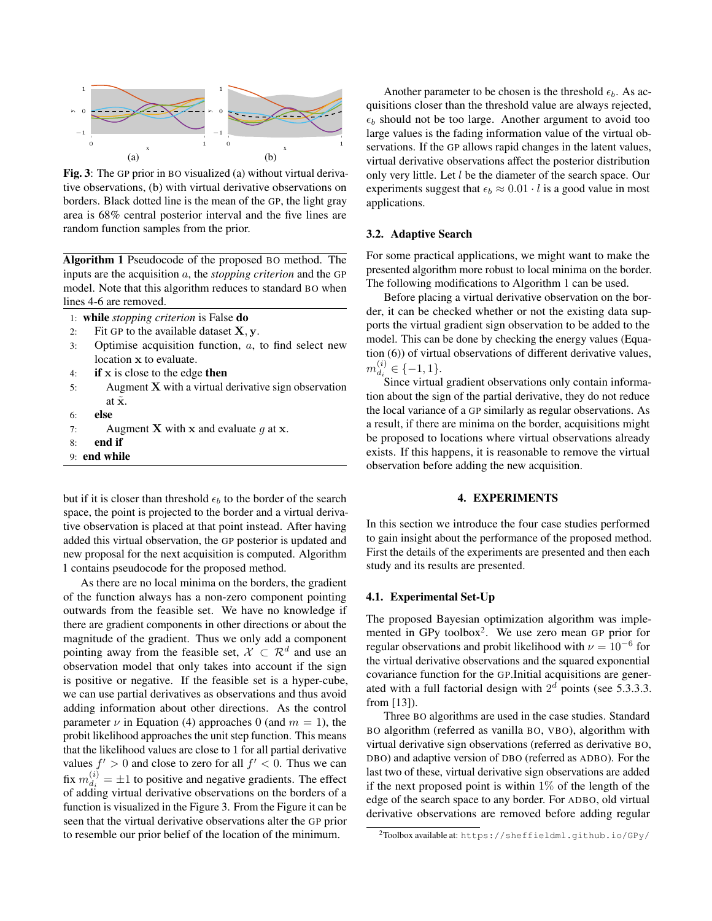**Fig. 3**: The GP prior in BO visualized (a) without virtual derivative observations, (b) with virtual derivative observations on borders. Black dotted line is the mean of the GP, the light gray area is 68% central posterior interval and the five lines are random function samples from the prior.

**Algorithm 1** Pseudocode of the proposed BO method. The inputs are the acquisition $a$, the *stopping criterion* and the GP model. Note that this algorithm reduces to standard BO when lines 4-6 are removed.

```
1: while stopping criterion is False do
2:     Fit GP to the available dataset X, y.
3:     Optimise acquisition function, a, to find select new
       location x to evaluate.
4:     if x is close to the edge then
5:         Augment X with a virtual derivative sign observation
           at x̃.
6:     else
7:         Augment X with x and evaluate g at x.
8:     end if
9: end while
```

but if it is closer than threshold $\epsilon_b$ to the border of the search space, the point is projected to the border and a virtual derivative observation is placed at that point instead. After having added this virtual observation, the GP posterior is updated and new proposal for the next acquisition is computed. Algorithm 1 contains pseudocode for the proposed method.

As there are no local minima on the borders, the gradient of the function always has a non-zero component pointing outwards from the feasible set. We have no knowledge if there are gradient components in other directions or about the magnitude of the gradient. Thus we only add a component pointing away from the feasible set, $\mathcal{X} \subset \mathcal{R}^d$ and use an observation model that only takes into account if the sign is positive or negative. If the feasible set is a hyper-cube, we can use partial derivatives as observations and thus avoid adding information about other directions. As the control parameter $\nu$ in Equation (4) approaches 0 (and $m = 1$), the probit likelihood approaches the unit step function. This means that the likelihood values are close to 1 for all partial derivative values $f' > 0$ and close to zero for all $f' < 0$. Thus we can fix $m_{d_i}^{(i)} = \pm 1$ to positive and negative gradients. The effect of adding virtual derivative observations on the borders of a function is visualized in the Figure 3. From the Figure it can be seen that the virtual derivative observations alter the GP prior to resemble our prior belief of the location of the minimum.

Another parameter to be chosen is the threshold $\epsilon_b$. As acquisitions closer than the threshold value are always rejected, $\epsilon_b$ should not be too large. Another argument to avoid too large values is the fading information value of the virtual observations. If the GP allows rapid changes in the latent values, virtual derivative observations affect the posterior distribution only very little. Let $l$ be the diameter of the search space. Our experiments suggest that $\epsilon_b \approx 0.01 \cdot l$ is a good value in most applications.

### 3.2. Adaptive Search

For some practical applications, we might want to make the presented algorithm more robust to local minima on the border. The following modifications to Algorithm 1 can be used.

Before placing a virtual derivative observation on the border, it can be checked whether or not the existing data supports the virtual gradient sign observation to be added to the model. This can be done by checking the energy values (Equation (6)) of virtual observations of different derivative values, $m_{d_i}^{(i)} \in \{-1, 1\}$.

Since virtual gradient observations only contain information about the sign of the partial derivative, they do not reduce the local variance of a GP similarly as regular observations. As a result, if there are minima on the border, acquisitions might be proposed to locations where virtual observations already exists. If this happens, it is reasonable to remove the virtual observation before adding the new acquisition.

## 4. EXPERIMENTS

In this section we introduce the four case studies performed to gain insight about the performance of the proposed method. First the details of the experiments are presented and then each study and its results are presented.

### 4.1. Experimental Set-Up

The proposed Bayesian optimization algorithm was implemented in GPy toolbox[2]. We use zero mean GP prior for regular observations and probit likelihood with $\nu = 10^{-6}$ for the virtual derivative observations and the squared exponential covariance function for the GP. Initial acquisitions are generated with a full factorial design with $2^d$ points (see 5.3.3.3. from [13]).

Three BO algorithms are used in the case studies. Standard BO algorithm (referred as vanilla BO, VBO), algorithm with virtual derivative sign observations (referred as derivative BO, DBO) and adaptive version of DBO (referred as ADBO). For the last two of these, virtual derivative sign observations are added if the next proposed point is within 1% of the length of the edge of the search space to any border. For ADBO, old virtual derivative observations are removed before adding regular

[2] Toolbox available at: https://sheffieldml.github.io/GPy/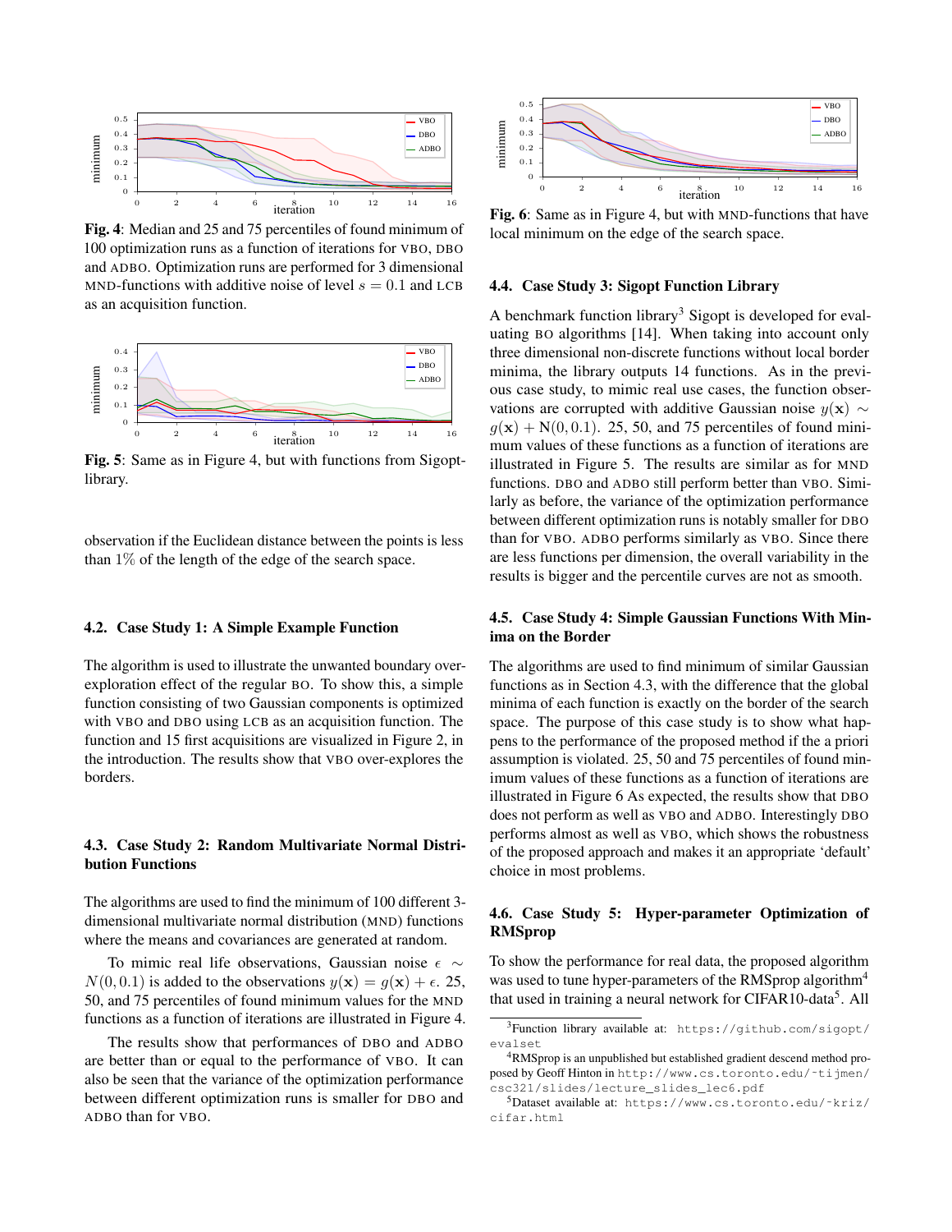**Fig. 4**: Median and 25 and 75 percentiles of found minimum of 100 optimization runs as a function of iterations for VBO, DBO and ADBO. Optimization runs are performed for 3 dimensional MND-functions with additive noise of level $s = 0.1$ and LCB as an acquisition function.

**Fig. 5**: Same as in Figure 4, but with functions from Sigopt-library.

observation if the Euclidean distance between the points is less than 1% of the length of the edge of the search space.

### 4.2. Case Study 1: A Simple Example Function

The algorithm is used to illustrate the unwanted boundary over-exploration effect of the regular BO. To show this, a simple function consisting of two Gaussian components is optimized with VBO and DBO using LCB as an acquisition function. The function and 15 first acquisitions are visualized in Figure 2, in the introduction. The results show that VBO over-explores the borders.

### 4.3. Case Study 2: Random Multivariate Normal Distribution Functions

The algorithms are used to find the minimum of 100 different 3-dimensional multivariate normal distribution (MND) functions where the means and covariances are generated at random.

To mimic real life observations, Gaussian noise $\epsilon \sim N(0, 0.1)$ is added to the observations $y(\mathbf{x}) = g(\mathbf{x}) + \epsilon$. 25, 50, and 75 percentiles of found minimum values for the MND functions as a function of iterations are illustrated in Figure 4.

The results show that performances of DBO and ADBO are better than or equal to the performance of VBO. It can also be seen that the variance of the optimization performance between different optimization runs is smaller for DBO and ADBO than for VBO.

**Fig. 6**: Same as in Figure 4, but with MND-functions that have local minimum on the edge of the search space.

### 4.4. Case Study 3: Sigopt Function Library

A benchmark function library[3] Sigopt is developed for evaluating BO algorithms [14]. When taking into account only three dimensional non-discrete functions without local border minima, the library outputs 14 functions. As in the previous case study, to mimic real use cases, the function observations are corrupted with additive Gaussian noise $y(\mathbf{x}) \sim g(\mathbf{x}) + \mathrm{N}(0, 0.1)$. 25, 50, and 75 percentiles of found minimum values of these functions as a function of iterations are illustrated in Figure 5. The results are similar as for MND functions. DBO and ADBO still perform better than VBO. Similarly as before, the variance of the optimization performance between different optimization runs is notably smaller for DBO than for VBO. ADBO performs similarly as VBO. Since there are less functions per dimension, the overall variability in the results is bigger and the percentile curves are not as smooth.

### 4.5. Case Study 4: Simple Gaussian Functions With Minima on the Border

The algorithms are used to find minimum of similar Gaussian functions as in Section 4.3, with the difference that the global minima of each function is exactly on the border of the search space. The purpose of this case study is to show what happens to the performance of the proposed method if the a priori assumption is violated. 25, 50 and 75 percentiles of found minimum values of these functions as a function of iterations are illustrated in Figure 6 As expected, the results show that DBO does not perform as well as VBO and ADBO. Interestingly DBO performs almost as well as VBO, which shows the robustness of the proposed approach and makes it an appropriate 'default' choice in most problems.

### 4.6. Case Study 5: Hyper-parameter Optimization of RMSprop

To show the performance for real data, the proposed algorithm was used to tune hyper-parameters of the RMSprop algorithm[4] that used in training a neural network for CIFAR10-data[5]. All

[3] Function library available at: https://github.com/sigopt/evalset

[4] RMSprop is an unpublished but established gradient descend method proposed by Geoff Hinton in http://www.cs.toronto.edu/~tijmen/csc321/slides/lecture_slides_lec6.pdf

[5] Dataset available at: https://www.cs.toronto.edu/~kriz/cifar.html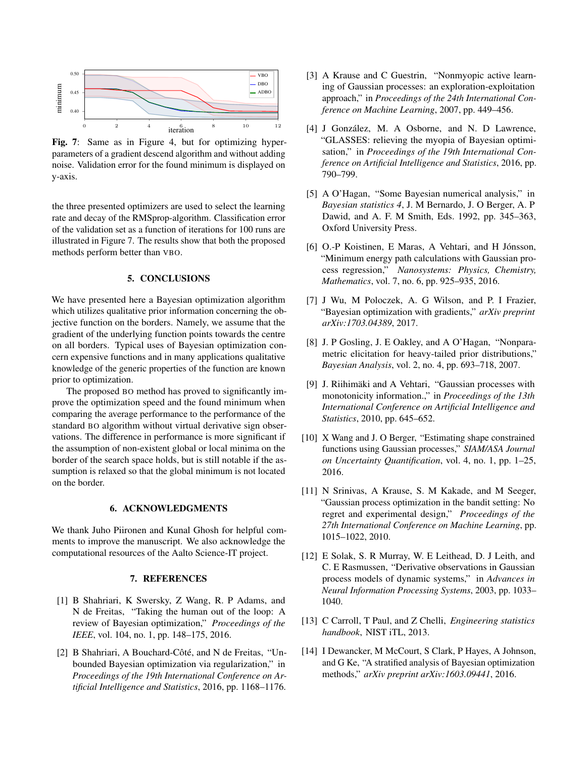0.50
0.45
0.40
minimum
0 2 4 6 8 10 12
iteration
VBO
DBO
ADBO

**Fig. 7**: Same as in Figure 4, but for optimizing hyper-parameters of a gradient descend algorithm and without adding noise. Validation error for the found minimum is displayed on y-axis.

the three presented optimizers are used to select the learning rate and decay of the RMSprop-algorithm. Classification error of the validation set as a function of iterations for 100 runs are illustrated in Figure 7. The results show that both the proposed methods perform better than VBO.

## 5. CONCLUSIONS

We have presented here a Bayesian optimization algorithm which utilizes qualitative prior information concerning the objective function on the borders. Namely, we assume that the gradient of the underlying function points towards the centre on all borders. Typical uses of Bayesian optimization concern expensive functions and in many applications qualitative knowledge of the generic properties of the function are known prior to optimization.

The proposed BO method has proved to significantly improve the optimization speed and the found minimum when comparing the average performance to the performance of the standard BO algorithm without virtual derivative sign observations. The difference in performance is more significant if the assumption of non-existent global or local minima on the border of the search space holds, but is still notable if the assumption is relaxed so that the global minimum is not located on the border.

## 6. ACKNOWLEDGMENTS

We thank Juho Piironen and Kunal Ghosh for helpful comments to improve the manuscript. We also acknowledge the computational resources of the Aalto Science-IT project.

## 7. REFERENCES

[1] B Shahriari, K Swersky, Z Wang, R. P Adams, and N de Freitas, "Taking the human out of the loop: A review of Bayesian optimization," *Proceedings of the IEEE*, vol. 104, no. 1, pp. 148–175, 2016.

[2] B Shahriari, A Bouchard-Côté, and N de Freitas, "Unbounded Bayesian optimization via regularization," in *Proceedings of the 19th International Conference on Artificial Intelligence and Statistics*, 2016, pp. 1168–1176.

[3] A Krause and C Guestrin, "Nonmyopic active learning of Gaussian processes: an exploration-exploitation approach," in *Proceedings of the 24th International Conference on Machine Learning*, 2007, pp. 449–456.

[4] J González, M. A Osborne, and N. D Lawrence, "GLASSES: relieving the myopia of Bayesian optimisation," in *Proceedings of the 19th International Conference on Artificial Intelligence and Statistics*, 2016, pp. 790–799.

[5] A O'Hagan, "Some Bayesian numerical analysis," in *Bayesian statistics 4*, J. M Bernardo, J. O Berger, A. P Dawid, and A. F. M Smith, Eds. 1992, pp. 345–363, Oxford University Press.

[6] O.-P Koistinen, E Maras, A Vehtari, and H Jónsson, "Minimum energy path calculations with Gaussian process regression," *Nanosystems: Physics, Chemistry, Mathematics*, vol. 7, no. 6, pp. 925–935, 2016.

[7] J Wu, M Poloczek, A. G Wilson, and P. I Frazier, "Bayesian optimization with gradients," *arXiv preprint arXiv:1703.04389*, 2017.

[8] J. P Gosling, J. E Oakley, and A O'Hagan, "Nonparametric elicitation for heavy-tailed prior distributions," *Bayesian Analysis*, vol. 2, no. 4, pp. 693–718, 2007.

[9] J. Riihimäki and A Vehtari, "Gaussian processes with monotonicity information.," in *Proceedings of the 13th International Conference on Artificial Intelligence and Statistics*, 2010, pp. 645–652.

[10] X Wang and J. O Berger, "Estimating shape constrained functions using Gaussian processes," *SIAM/ASA Journal on Uncertainty Quantification*, vol. 4, no. 1, pp. 1–25, 2016.

[11] N Srinivas, A Krause, S. M Kakade, and M Seeger, "Gaussian process optimization in the bandit setting: No regret and experimental design," *Proceedings of the 27th International Conference on Machine Learning*, pp. 1015–1022, 2010.

[12] E Solak, S. R Murray, W. E Leithead, D. J Leith, and C. E Rasmussen, "Derivative observations in Gaussian process models of dynamic systems," in *Advances in Neural Information Processing Systems*, 2003, pp. 1033–1040.

[13] C Carroll, T Paul, and Z Chelli, *Engineering statistics handbook*, NIST iTL, 2013.

[14] I Dewancker, M McCourt, S Clark, P Hayes, A Johnson, and G Ke, "A stratified analysis of Bayesian optimization methods," *arXiv preprint arXiv:1603.09441*, 2016.